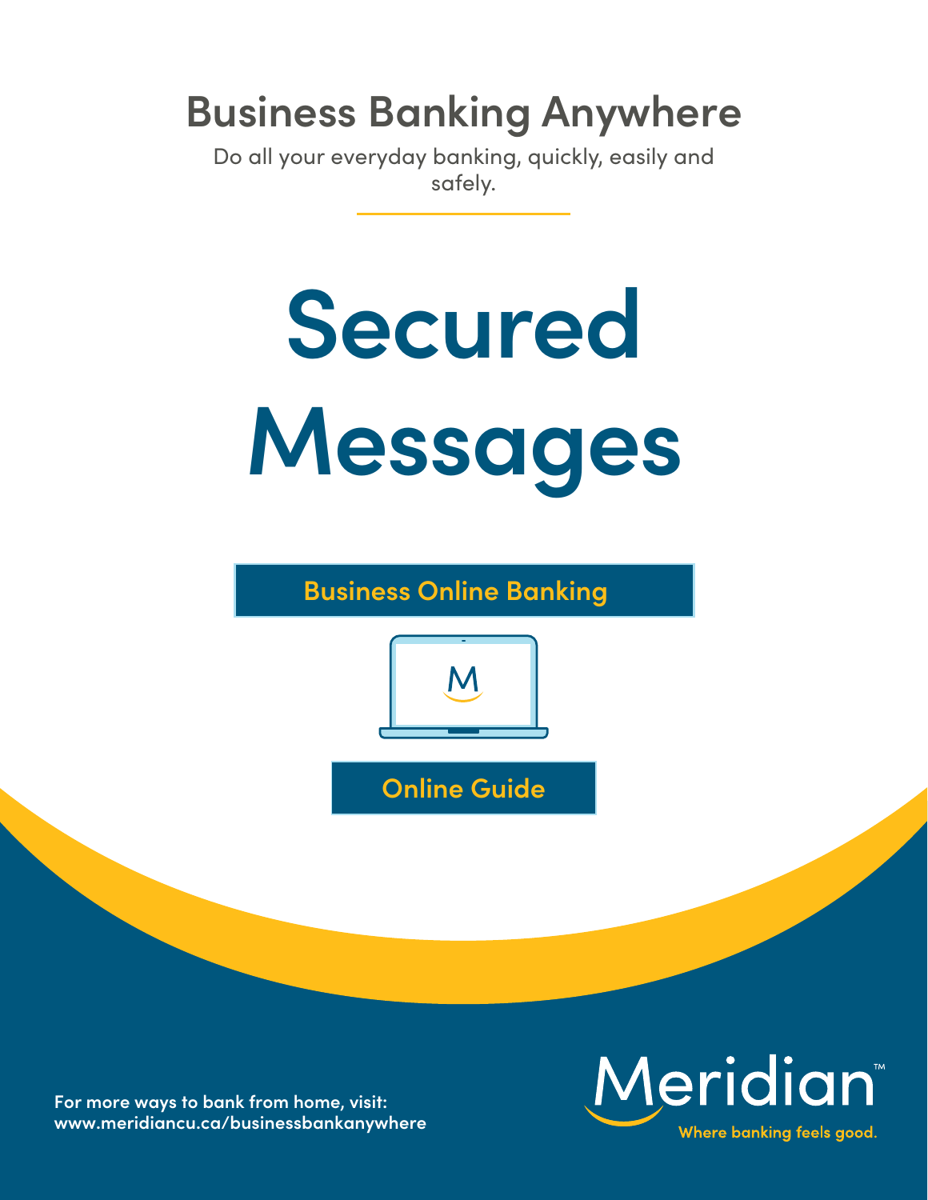## Business Banking Anywhere

Do all your everyday banking, quickly, easily and safely.

# Secured Messages

**Business Online Banking**

**Online Guide**

**For more ways to bank from home, visit: www.meridiancu.ca/businessbankanywhere**

Meridian™

Where banking feels good.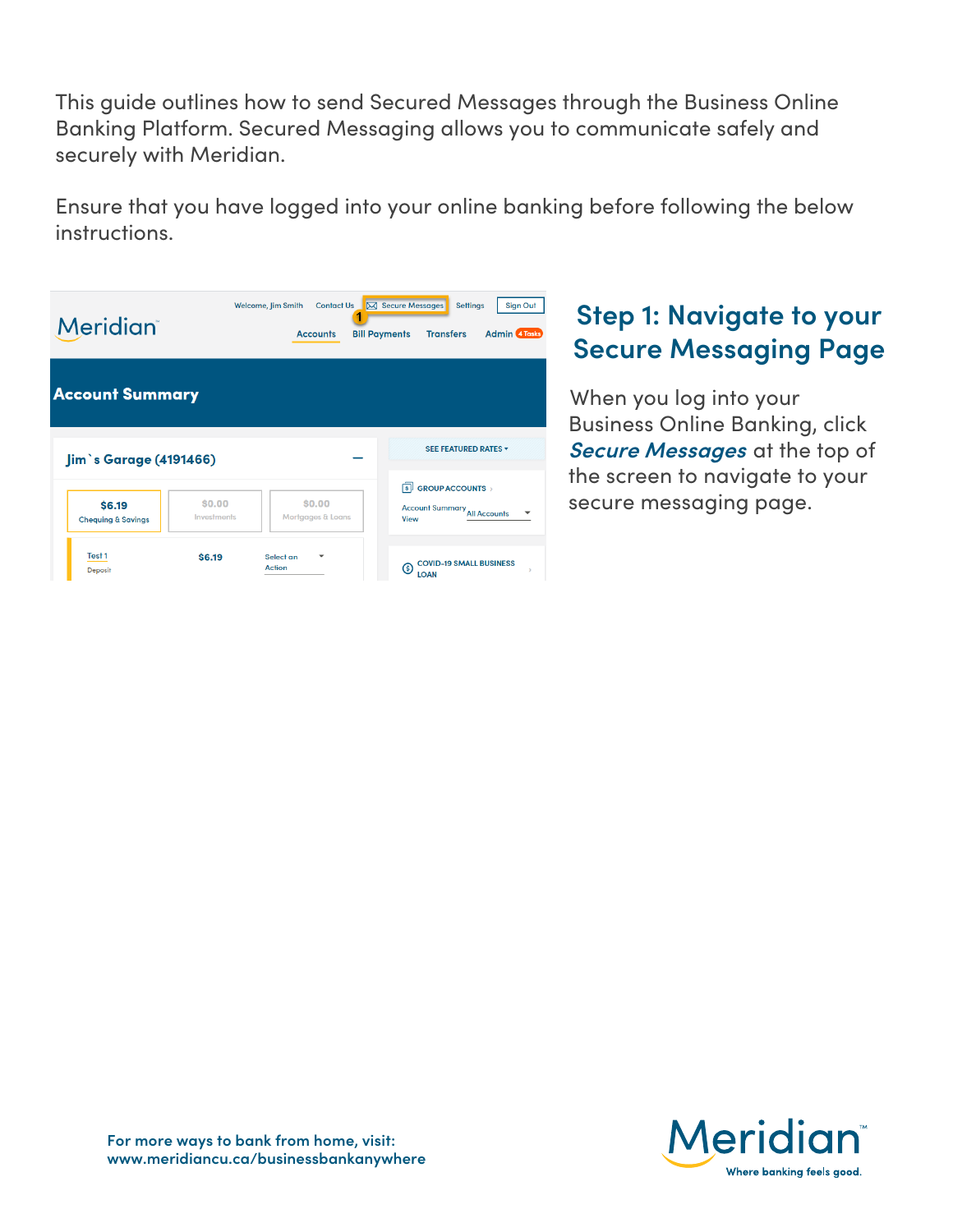This guide outlines how to send Secured Messages through the Business Online Banking Platform. Secured Messaging allows you to communicate safely and securely with Meridian.

Ensure that you have logged into your online banking before following the below instructions.

## Step 1: Navigate to your Secure Messaging Page

When you log into your Business Online Banking, click ***Secure Messages*** at the top of the screen to navigate to your secure messaging page.

**For more ways to bank from home, visit: www.meridiancu.ca/businessbankanywhere**

Meridian™ Where banking feels good.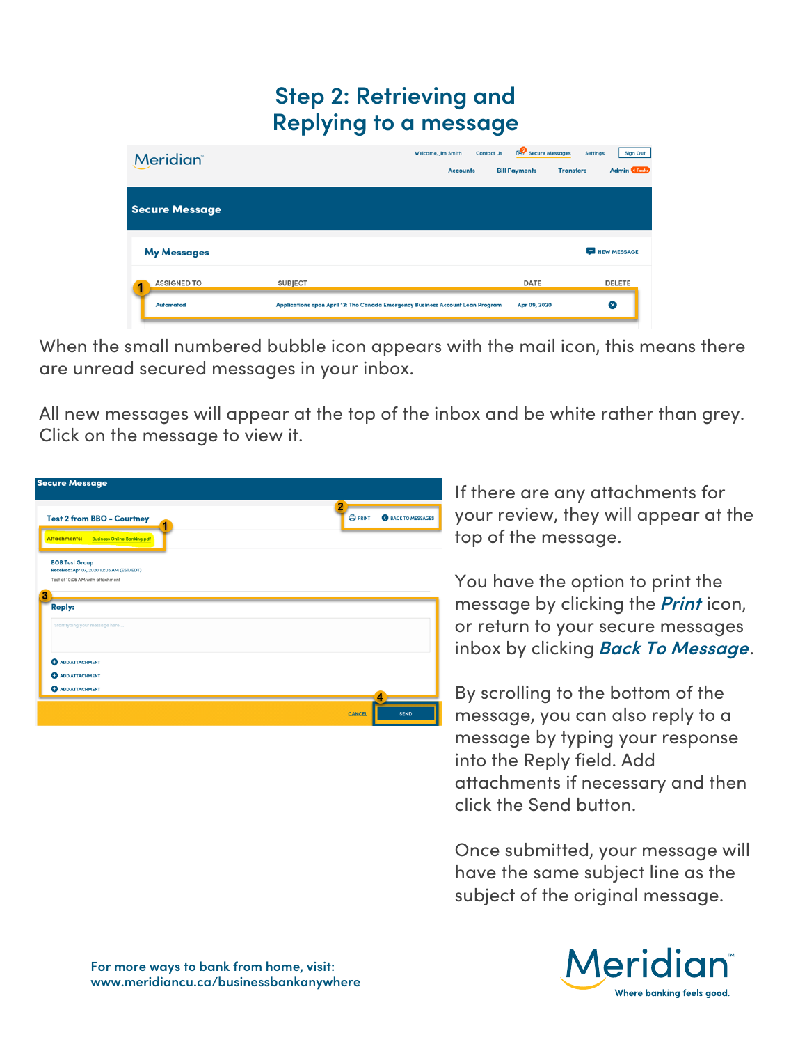# Step 2: Retrieving and Replying to a message

When the small numbered bubble icon appears with the mail icon, this means there are unread secured messages in your inbox.

All new messages will appear at the top of the inbox and be white rather than grey. Click on the message to view it.

If there are any attachments for your review, they will appear at the top of the message.

You have the option to print the message by clicking the ***Print*** icon, or return to your secure messages inbox by clicking ***Back To Message***.

By scrolling to the bottom of the message, you can also reply to a message by typing your response into the Reply field. Add attachments if necessary and then click the Send button.

Once submitted, your message will have the same subject line as the subject of the original message.

For more ways to bank from home, visit:
www.meridiancu.ca/businessbankanywhere

Meridian™
Where banking feels good.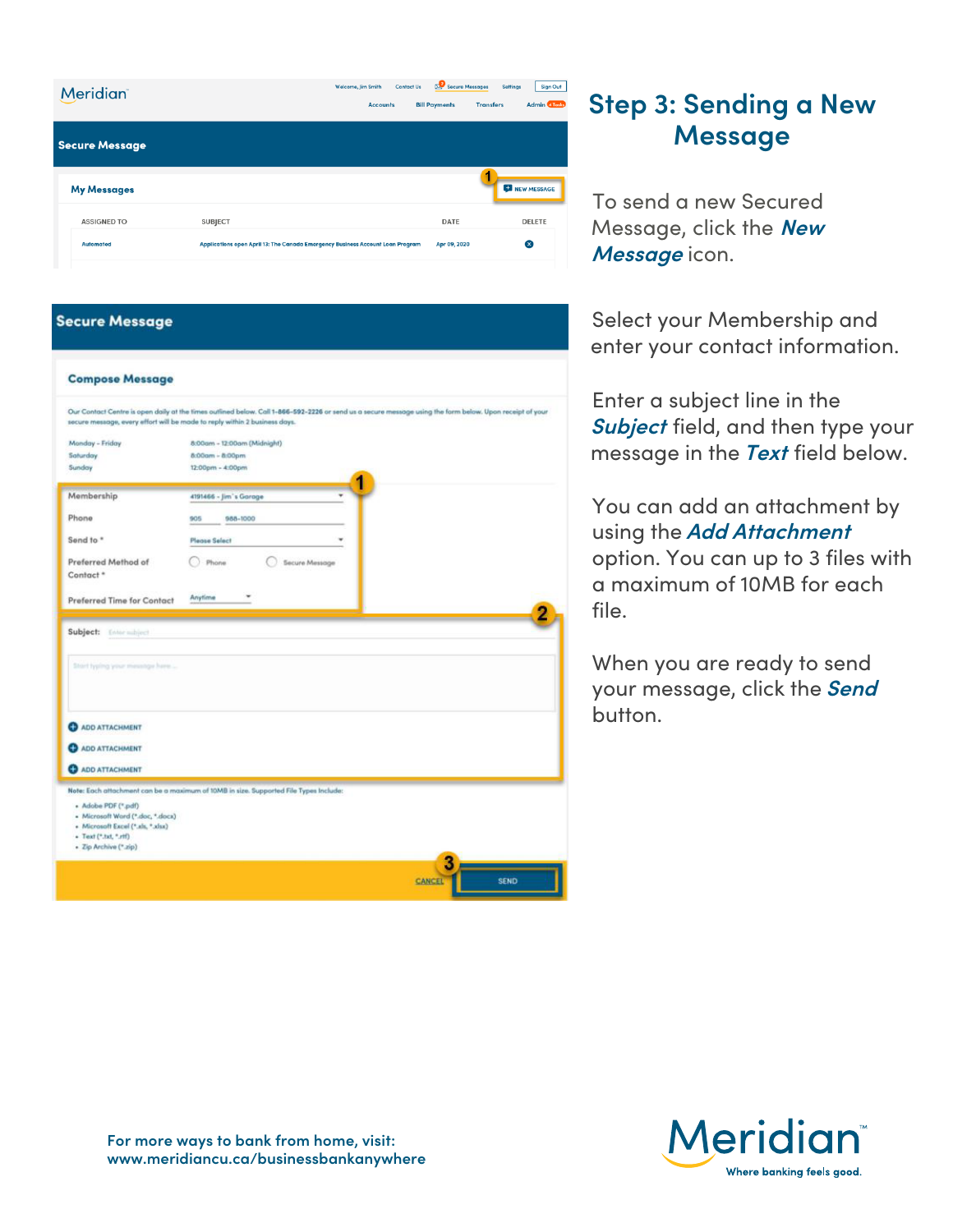# Step 3: Sending a New Message

To send a new Secured Message, click the ***New Message*** icon.

Select your Membership and enter your contact information.

Enter a subject line in the ***Subject*** field, and then type your message in the ***Text*** field below.

You can add an attachment by using the ***Add Attachment*** option. You can up to 3 files with a maximum of 10MB for each file.

When you are ready to send your message, click the ***Send*** button.

For more ways to bank from home, visit:
www.meridiancu.ca/businessbankanywhere

Meridian™ Where banking feels good.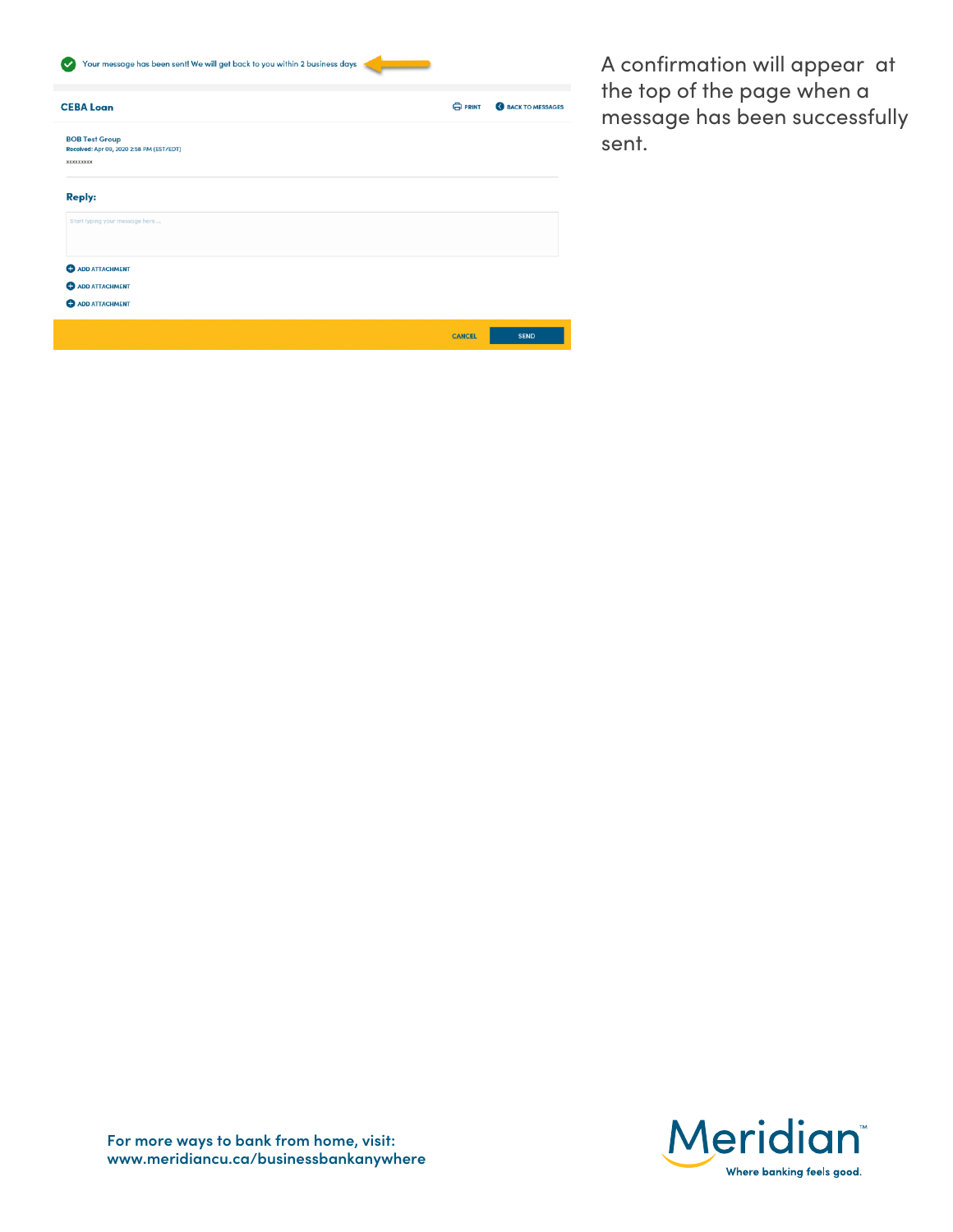Your message has been sent! We will get back to you within 2 business days

**CEBA Loan**

PRINT

BACK TO MESSAGES

BOB Test Group

Received: Apr 09, 2020 2:58 PM (EST/EDT)

xxxxxxxxx

**Reply:**

Start typing your message here ...

ADD ATTACHMENT

ADD ATTACHMENT

ADD ATTACHMENT

CANCEL

SEND

A confirmation will appear at the top of the page when a message has been successfully sent.

For more ways to bank from home, visit:
www.meridiancu.ca/businessbankanywhere

Meridian™

Where banking feels good.